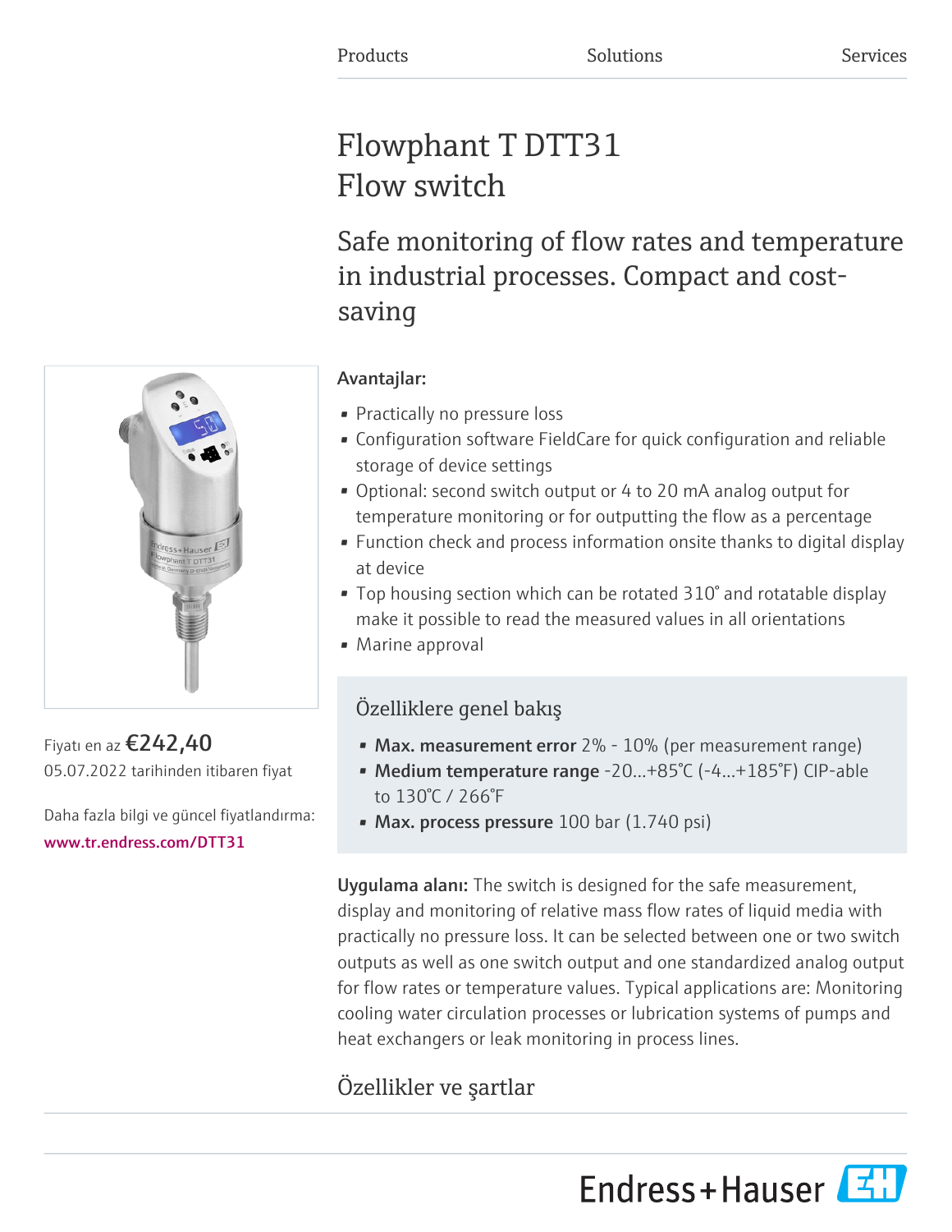Products Solutions Services

# Flowphant T DTT31
Flow switch

## Safe monitoring of flow rates and temperature in industrial processes. Compact and cost-saving

Fiyatı en az **€242,40**
05.07.2022 tarihinden itibaren fiyat

Daha fazla bilgi ve güncel fiyatlandırma:
www.tr.endress.com/DTT31

**Avantajlar:**

- Practically no pressure loss
- Configuration software FieldCare for quick configuration and reliable storage of device settings
- Optional: second switch output or 4 to 20 mA analog output for temperature monitoring or for outputting the flow as a percentage
- Function check and process information onsite thanks to digital display at device
- Top housing section which can be rotated 310° and rotatable display make it possible to read the measured values in all orientations
- Marine approval

### Özelliklere genel bakış

- **Max. measurement error** 2% - 10% (per measurement range)
- **Medium temperature range** -20...+85°C (-4...+185°F) CIP-able to 130°C / 266°F
- **Max. process pressure** 100 bar (1.740 psi)

**Uygulama alanı:** The switch is designed for the safe measurement, display and monitoring of relative mass flow rates of liquid media with practically no pressure loss. It can be selected between one or two switch outputs as well as one switch output and one standardized analog output for flow rates or temperature values. Typical applications are: Monitoring cooling water circulation processes or lubrication systems of pumps and heat exchangers or leak monitoring in process lines.

## Özellikler ve şartlar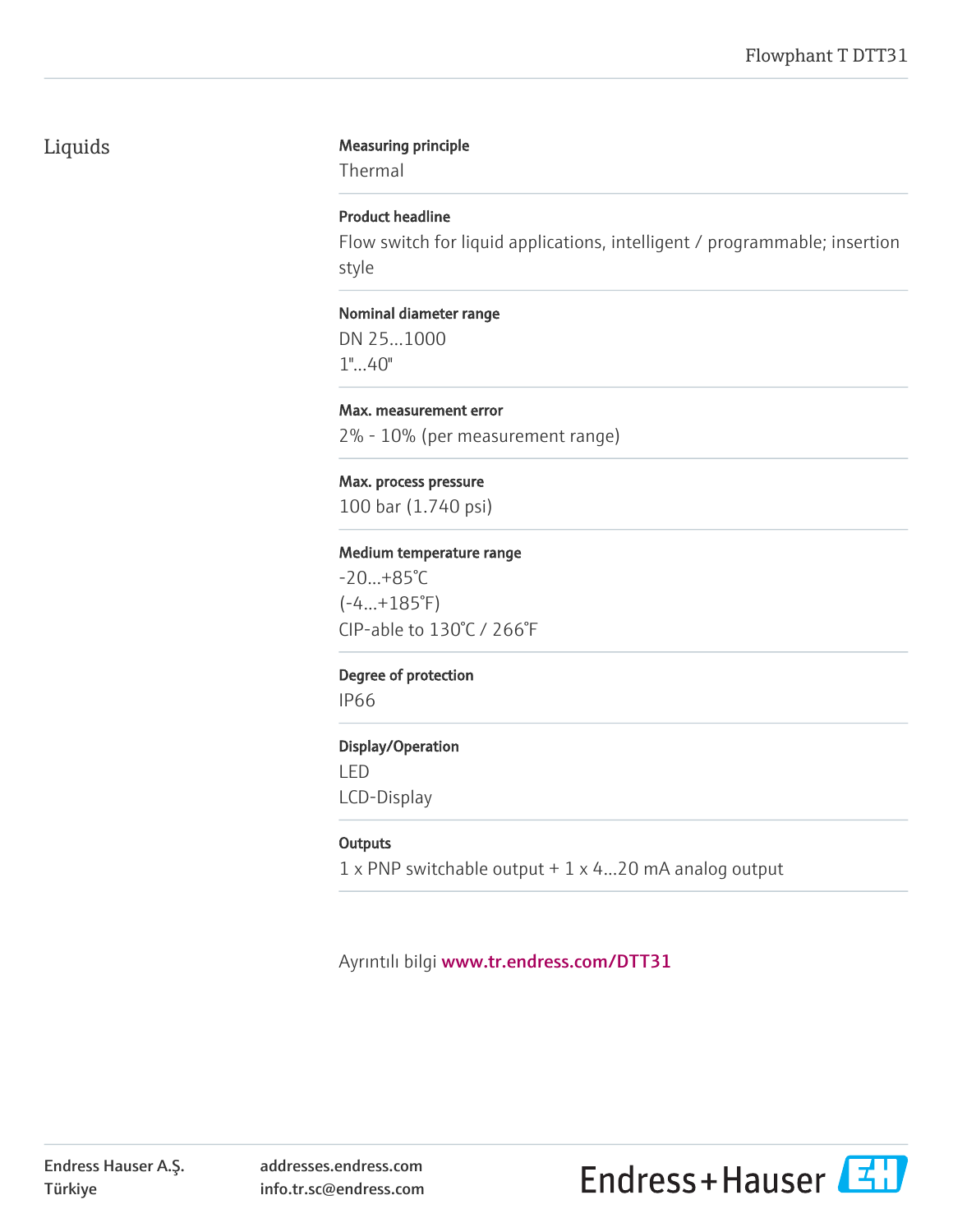## Liquids

**Measuring principle**
Thermal

**Product headline**
Flow switch for liquid applications, intelligent / programmable; insertion style

**Nominal diameter range**
DN 25...1000
1"...40"

**Max. measurement error**
2% - 10% (per measurement range)

**Max. process pressure**
100 bar (1.740 psi)

**Medium temperature range**
-20...+85°C
(-4...+185°F)
CIP-able to 130°C / 266°F

**Degree of protection**
IP66

**Display/Operation**
LED
LCD-Display

**Outputs**
1 x PNP switchable output + 1 x 4...20 mA analog output

Ayrıntılı bilgi **www.tr.endress.com/DTT31**

Endress Hauser A.Ş.
Türkiye

addresses.endress.com
info.tr.sc@endress.com